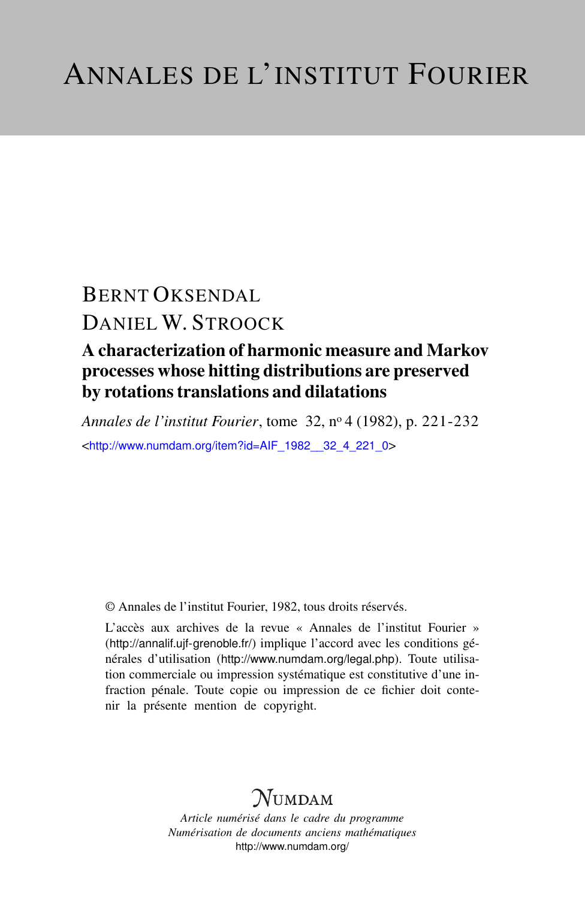# ANNALES DE L'INSTITUT FOURIER

BERNT OKSENDAL

DANIEL W. STROOCK

## A characterization of harmonic measure and Markov processes whose hitting distributions are preserved by rotations translations and dilatations

*Annales de l'institut Fourier*, tome 32, n° 4 (1982), p. 221-232

<http://www.numdam.org/item?id=AIF_1982__32_4_221_0>

© Annales de l'institut Fourier, 1982, tous droits réservés.

L'accès aux archives de la revue « Annales de l'institut Fourier » (http://annalif.ujf-grenoble.fr/) implique l'accord avec les conditions générales d'utilisation (http://www.numdam.org/legal.php). Toute utilisation commerciale ou impression systématique est constitutive d'une infraction pénale. Toute copie ou impression de ce fichier doit contenir la présente mention de copyright.

NUMDAM

*Article numérisé dans le cadre du programme*
*Numérisation de documents anciens mathématiques*
http://www.numdam.org/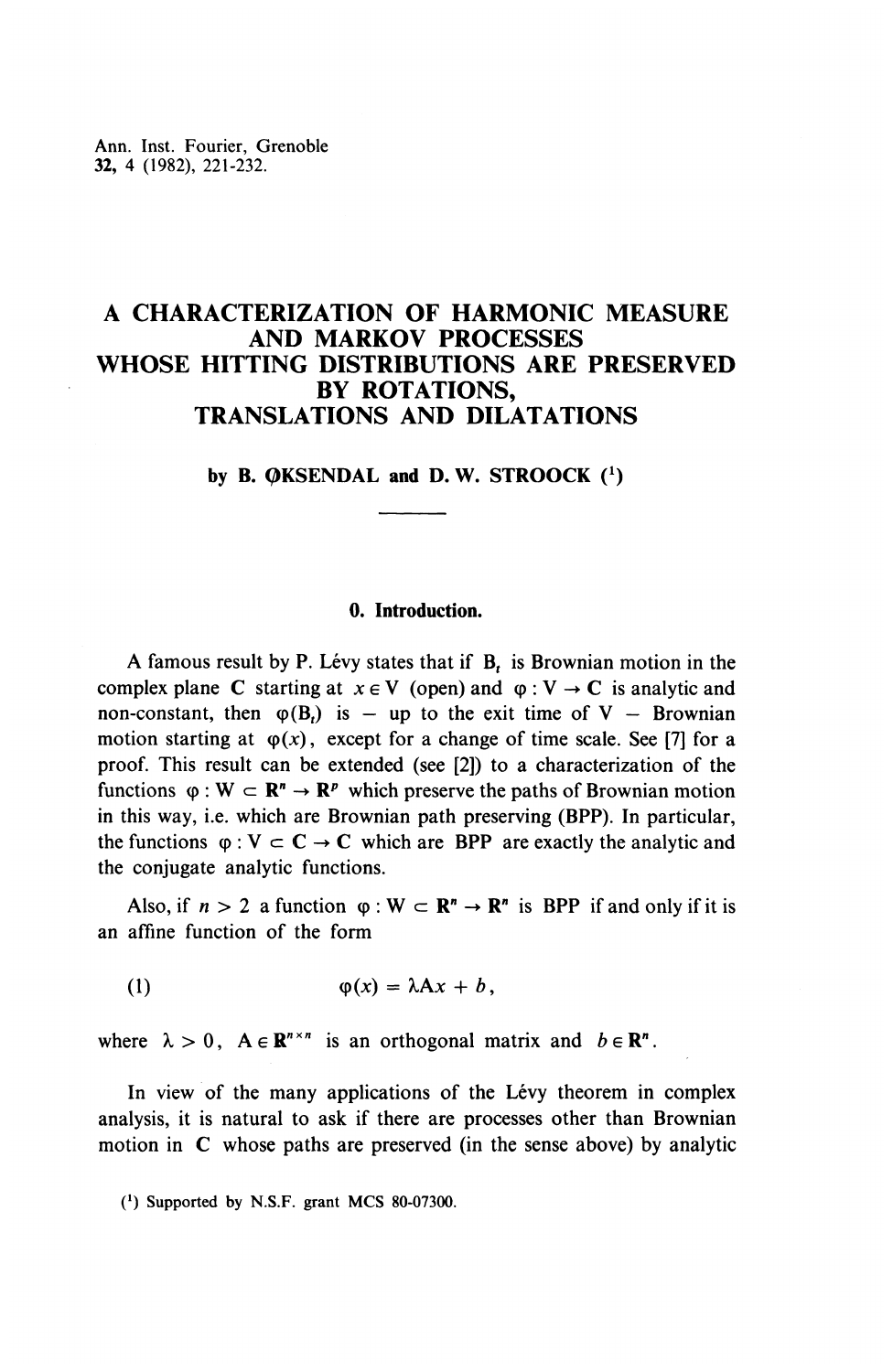# A CHARACTERIZATION OF HARMONIC MEASURE AND MARKOV PROCESSES WHOSE HITTING DISTRIBUTIONS ARE PRESERVED BY ROTATIONS, TRANSLATIONS AND DILATATIONS

by B. ØKSENDAL and D. W. STROOCK [1]

## 0. Introduction.

A famous result by P. Lévy states that if $B_t$ is Brownian motion in the complex plane $\mathbf{C}$ starting at $x \in V$ (open) and $\varphi : V \to \mathbf{C}$ is analytic and non-constant, then $\varphi(B_t)$ is – up to the exit time of V – Brownian motion starting at $\varphi(x)$, except for a change of time scale. See [7] for a proof. This result can be extended (see [2]) to a characterization of the functions $\varphi : W \subset \mathbf{R}^n \to \mathbf{R}^p$ which preserve the paths of Brownian motion in this way, i.e. which are Brownian path preserving (BPP). In particular, the functions $\varphi : V \subset \mathbf{C} \to \mathbf{C}$ which are BPP are exactly the analytic and the conjugate analytic functions.

Also, if $n > 2$ a function $\varphi : W \subset \mathbf{R}^n \to \mathbf{R}^n$ is BPP if and only if it is an affine function of the form

$$\varphi(x) = \lambda A x + b, \tag{1}$$

where $\lambda > 0$, $A \in \mathbf{R}^{n \times n}$ is an orthogonal matrix and $b \in \mathbf{R}^n$.

In view of the many applications of the Lévy theorem in complex analysis, it is natural to ask if there are processes other than Brownian motion in $\mathbf{C}$ whose paths are preserved (in the sense above) by analytic

[1] Supported by N.S.F. grant MCS 80-07300.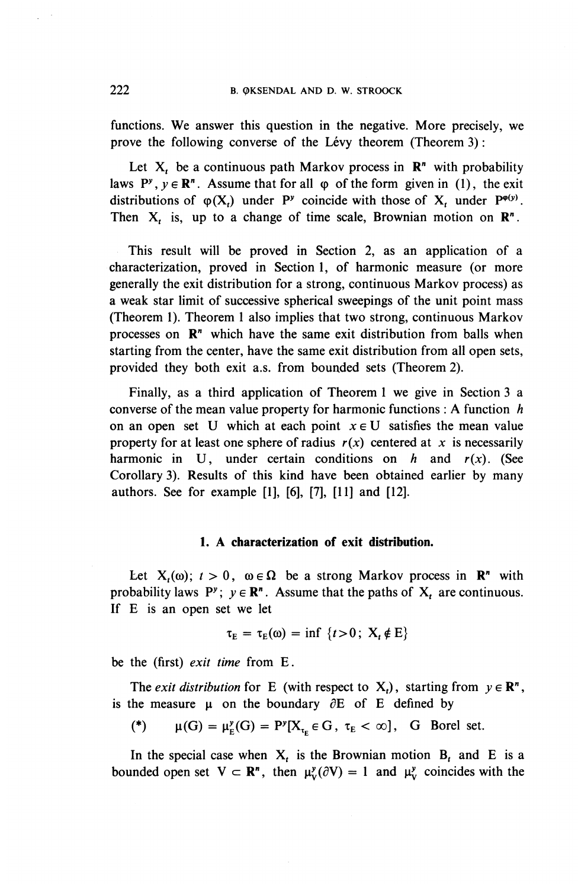functions. We answer this question in the negative. More precisely, we prove the following converse of the Lévy theorem (Theorem 3):

Let $X_t$ be a continuous path Markov process in $\mathbf{R}^n$ with probability laws $P^y$, $y \in \mathbf{R}^n$. Assume that for all $\varphi$ of the form given in (1), the exit distributions of $\varphi(X_t)$ under $P^y$ coincide with those of $X_t$ under $P^{\varphi(y)}$. Then $X_t$ is, up to a change of time scale, Brownian motion on $\mathbf{R}^n$.

This result will be proved in Section 2, as an application of a characterization, proved in Section 1, of harmonic measure (or more generally the exit distribution for a strong, continuous Markov process) as a weak star limit of successive spherical sweepings of the unit point mass (Theorem 1). Theorem 1 also implies that two strong, continuous Markov processes on $\mathbf{R}^n$ which have the same exit distribution from balls when starting from the center, have the same exit distribution from all open sets, provided they both exit a.s. from bounded sets (Theorem 2).

Finally, as a third application of Theorem 1 we give in Section 3 a converse of the mean value property for harmonic functions: A function $h$ on an open set U which at each point $x \in U$ satisfies the mean value property for at least one sphere of radius $r(x)$ centered at $x$ is necessarily harmonic in U, under certain conditions on $h$ and $r(x)$. (See Corollary 3). Results of this kind have been obtained earlier by many authors. See for example [1], [6], [7], [11] and [12].

## 1. A characterization of exit distribution.

Let $X_t(\omega)$; $t > 0$, $\omega \in \Omega$ be a strong Markov process in $\mathbf{R}^n$ with probability laws $P^y$; $y \in \mathbf{R}^n$. Assume that the paths of $X_t$ are continuous. If E is an open set we let

$$\tau_E = \tau_E(\omega) = \inf \{t>0;\ X_t \notin E\}$$

be the (first) *exit time* from E.

The *exit distribution* for E (with respect to $X_t$), starting from $y \in \mathbf{R}^n$, is the measure $\mu$ on the boundary $\partial E$ of E defined by

$$(*) \qquad \mu(G) = \mu_E^y(G) = P^y[X_{\tau_E} \in G,\ \tau_E < \infty], \quad G \text{ Borel set.}$$

In the special case when $X_t$ is the Brownian motion $B_t$ and E is a bounded open set $V \subset \mathbf{R}^n$, then $\mu_V^y(\partial V) = 1$ and $\mu_V^y$ coincides with the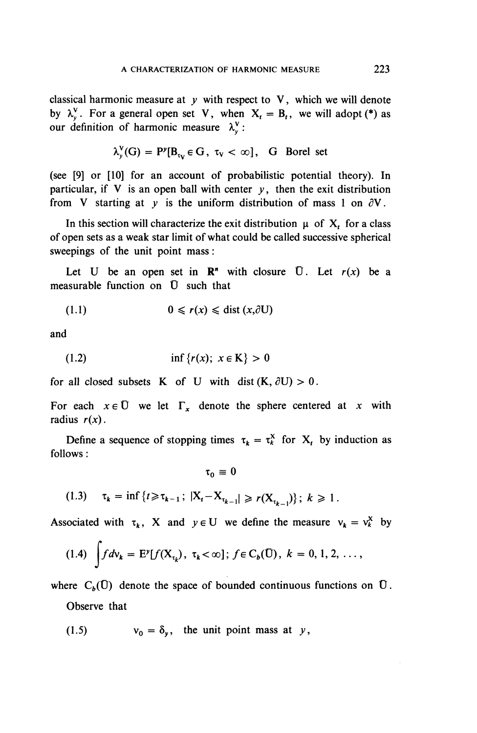classical harmonic measure at $y$ with respect to $V$, which we will denote by $\lambda_y^V$. For a general open set $V$, when $X_t = B_t$, we will adopt (*) as our definition of harmonic measure $\lambda_y^V$:

$$\lambda_y^V(G) = P^y[B_{\tau_V} \in G, \ \tau_V < \infty], \quad G \text{ Borel set}$$

(see [9] or [10] for an account of probabilistic potential theory). In particular, if $V$ is an open ball with center $y$, then the exit distribution from $V$ starting at $y$ is the uniform distribution of mass 1 on $\partial V$.

In this section will characterize the exit distribution $\mu$ of $X_t$ for a class of open sets as a weak star limit of what could be called successive spherical sweepings of the unit point mass:

Let $U$ be an open set in $\mathbf{R}^n$ with closure $\bar{U}$. Let $r(x)$ be a measurable function on $\bar{U}$ such that

$$(1.1) \qquad 0 \leqslant r(x) \leqslant \operatorname{dist}(x, \partial U)$$

and

$$(1.2) \qquad \inf\{r(x);\ x \in K\} > 0$$

for all closed subsets $K$ of $U$ with $\operatorname{dist}(K, \partial U) > 0$.

For each $x \in \bar{U}$ we let $\Gamma_x$ denote the sphere centered at $x$ with radius $r(x)$.

Define a sequence of stopping times $\tau_k = \tau_k^X$ for $X_t$ by induction as follows:

$$\tau_0 \equiv 0$$

$$(1.3) \quad \tau_k = \inf\{t \geqslant \tau_{k-1};\ |X_t - X_{\tau_{k-1}}| \geqslant r(X_{\tau_{k-1}})\};\ k \geqslant 1.$$

Associated with $\tau_k$, $X$ and $y \in U$ we define the measure $\nu_k = \nu_k^X$ by

$$(1.4) \quad \int f d\nu_k = E^y[f(X_{\tau_k}),\ \tau_k < \infty];\ f \in C_b(\bar{U}),\ k = 0, 1, 2, \ldots,$$

where $C_b(\bar{U})$ denote the space of bounded continuous functions on $\bar{U}$.

Observe that

$$(1.5) \qquad \nu_0 = \delta_y, \ \text{ the unit point mass at } y,$$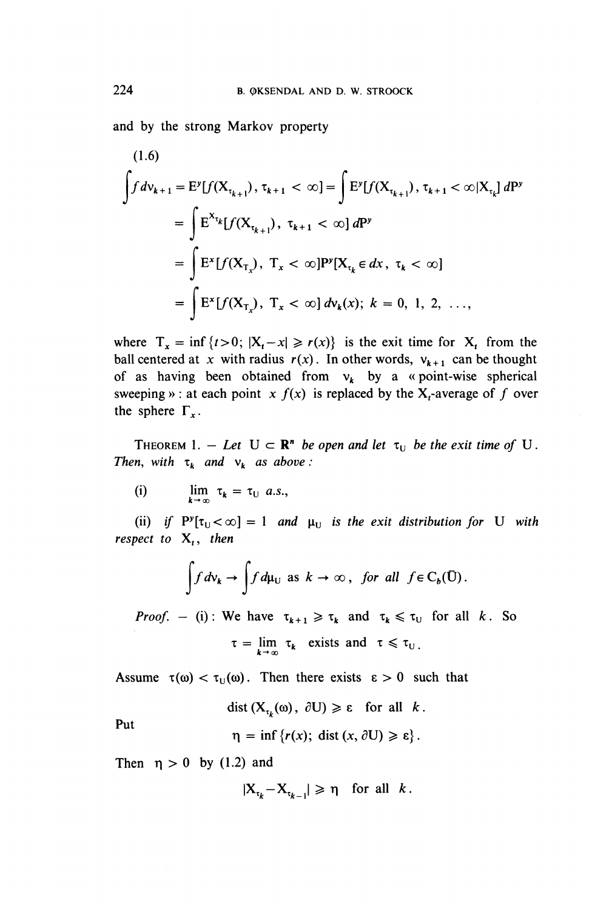and by the strong Markov property

(1.6)

$$
\begin{aligned}
\int f\, d\nu_{k+1} &= \mathrm{E}^y[f(\mathrm{X}_{\tau_{k+1}}),\ \tau_{k+1} < \infty] = \int \mathrm{E}^y[f(\mathrm{X}_{\tau_{k+1}}),\ \tau_{k+1} < \infty | \mathrm{X}_{\tau_k}]\, d\mathrm{P}^y \\
&= \int \mathrm{E}^{\mathrm{X}_{\tau_k}}[f(\mathrm{X}_{\tau_{k+1}}),\ \tau_{k+1} < \infty]\, d\mathrm{P}^y \\
&= \int \mathrm{E}^x[f(\mathrm{X}_{\mathrm{T}_x}),\ \mathrm{T}_x < \infty]\mathrm{P}^y[\mathrm{X}_{\tau_k} \in dx,\ \tau_k < \infty] \\
&= \int \mathrm{E}^x[f(\mathrm{X}_{\mathrm{T}_x}),\ \mathrm{T}_x < \infty]\, d\nu_k(x);\ k = 0, 1, 2, \ldots,
\end{aligned}
$$

where $\mathrm{T}_x = \inf\{t>0;\ |\mathrm{X}_t - x| \geqslant r(x)\}$ is the exit time for $\mathrm{X}_t$ from the ball centered at $x$ with radius $r(x)$. In other words, $\nu_{k+1}$ can be thought of as having been obtained from $\nu_k$ by a « point-wise spherical sweeping » : at each point $x$ $f(x)$ is replaced by the $\mathrm{X}_t$-average of $f$ over the sphere $\Gamma_x$.

THEOREM 1. — *Let* $\mathrm{U} \subset \mathbf{R}^n$ *be open and let* $\tau_{\mathrm{U}}$ *be the exit time of* $\mathrm{U}$. *Then, with* $\tau_k$ *and* $\nu_k$ *as above :*

(i) $\lim_{k\to\infty} \tau_k = \tau_{\mathrm{U}}$ *a.s.,*

(ii) *if* $\mathrm{P}^y[\tau_{\mathrm{U}} < \infty] = 1$ *and* $\mu_{\mathrm{U}}$ *is the exit distribution for* $\mathrm{U}$ *with respect to* $\mathrm{X}_t$, *then*

$$\int f\, d\nu_k \to \int f\, d\mu_{\mathrm{U}} \text{ as } k \to \infty, \text{ for all } f \in \mathrm{C}_b(\bar{\mathrm{U}}).$$

*Proof.* — (i) : We have $\tau_{k+1} \geqslant \tau_k$ and $\tau_k \leqslant \tau_{\mathrm{U}}$ for all $k$. So

$$\tau = \lim_{k\to\infty} \tau_k \text{ exists and } \tau \leqslant \tau_{\mathrm{U}}.$$

Assume $\tau(\omega) < \tau_{\mathrm{U}}(\omega)$. Then there exists $\varepsilon > 0$ such that

$$\operatorname{dist}(\mathrm{X}_{\tau_k}(\omega), \partial \mathrm{U}) \geqslant \varepsilon \text{ for all } k.$$

Put

$$\eta = \inf\{r(x);\ \operatorname{dist}(x, \partial\mathrm{U}) \geqslant \varepsilon\}.$$

Then $\eta > 0$ by (1.2) and

$$|\mathrm{X}_{\tau_k} - \mathrm{X}_{\tau_{k-1}}| \geqslant \eta \text{ for all } k.$$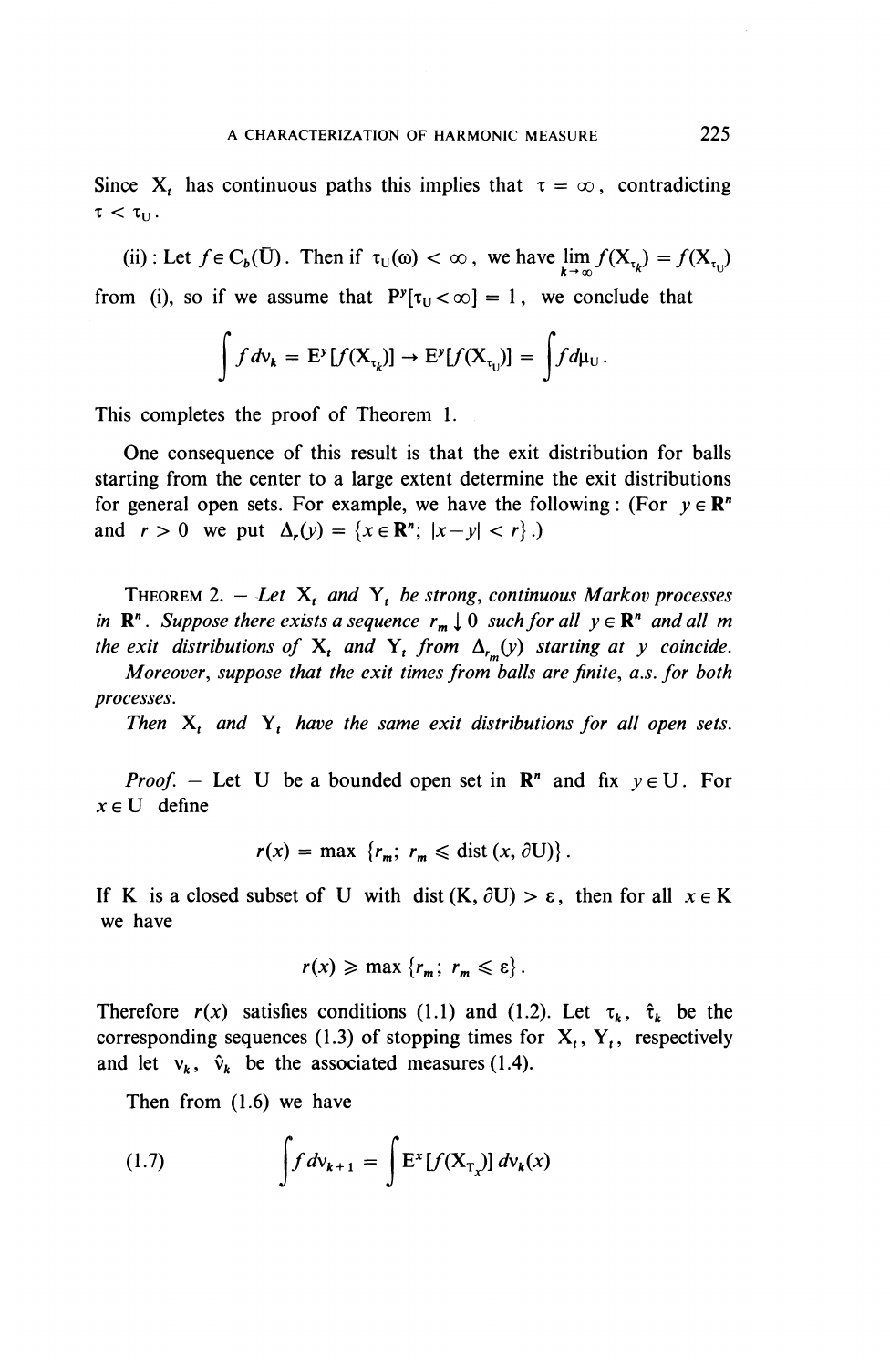Since $X_t$ has continuous paths this implies that $\tau = \infty$, contradicting $\tau < \tau_U$.

(ii) : Let $f \in C_b(\bar{U})$. Then if $\tau_U(\omega) < \infty$, we have $\lim_{k\to\infty} f(X_{\tau_k}) = f(X_{\tau_U})$ from (i), so if we assume that $P^y[\tau_U < \infty] = 1$, we conclude that

$$\int f \, d\nu_k = E^y[f(X_{\tau_k})] \to E^y[f(X_{\tau_U})] = \int f \, d\mu_U .$$

This completes the proof of Theorem 1.

One consequence of this result is that the exit distribution for balls starting from the center to a large extent determine the exit distributions for general open sets. For example, we have the following : (For $y \in \mathbf{R}^n$ and $r > 0$ we put $\Delta_r(y) = \{x \in \mathbf{R}^n ; |x-y| < r\}$.)

THEOREM 2. — *Let $X_t$ and $Y_t$ be strong, continuous Markov processes in $\mathbf{R}^n$. Suppose there exists a sequence $r_m \downarrow 0$ such for all $y \in \mathbf{R}^n$ and all $m$ the exit distributions of $X_t$ and $Y_t$ from $\Delta_{r_m}(y)$ starting at $y$ coincide.*

*Moreover, suppose that the exit times from balls are finite, a.s. for both processes.*

*Then $X_t$ and $Y_t$ have the same exit distributions for all open sets.*

*Proof.* — Let $U$ be a bounded open set in $\mathbf{R}^n$ and fix $y \in U$. For $x \in U$ define

$$r(x) = \max \{r_m ; \; r_m \leqslant \operatorname{dist}(x, \partial U)\} .$$

If $K$ is a closed subset of $U$ with $\operatorname{dist}(K, \partial U) > \varepsilon$, then for all $x \in K$ we have

$$r(x) \geqslant \max \{r_m ; \; r_m \leqslant \varepsilon\} .$$

Therefore $r(x)$ satisfies conditions (1.1) and (1.2). Let $\tau_k$, $\hat{\tau}_k$ be the corresponding sequences (1.3) of stopping times for $X_t$, $Y_t$, respectively and let $\nu_k$, $\hat{\nu}_k$ be the associated measures (1.4).

Then from (1.6) we have

$$\int f \, d\nu_{k+1} = \int E^x[f(X_{T_x})] \, d\nu_k(x) \tag{1.7}$$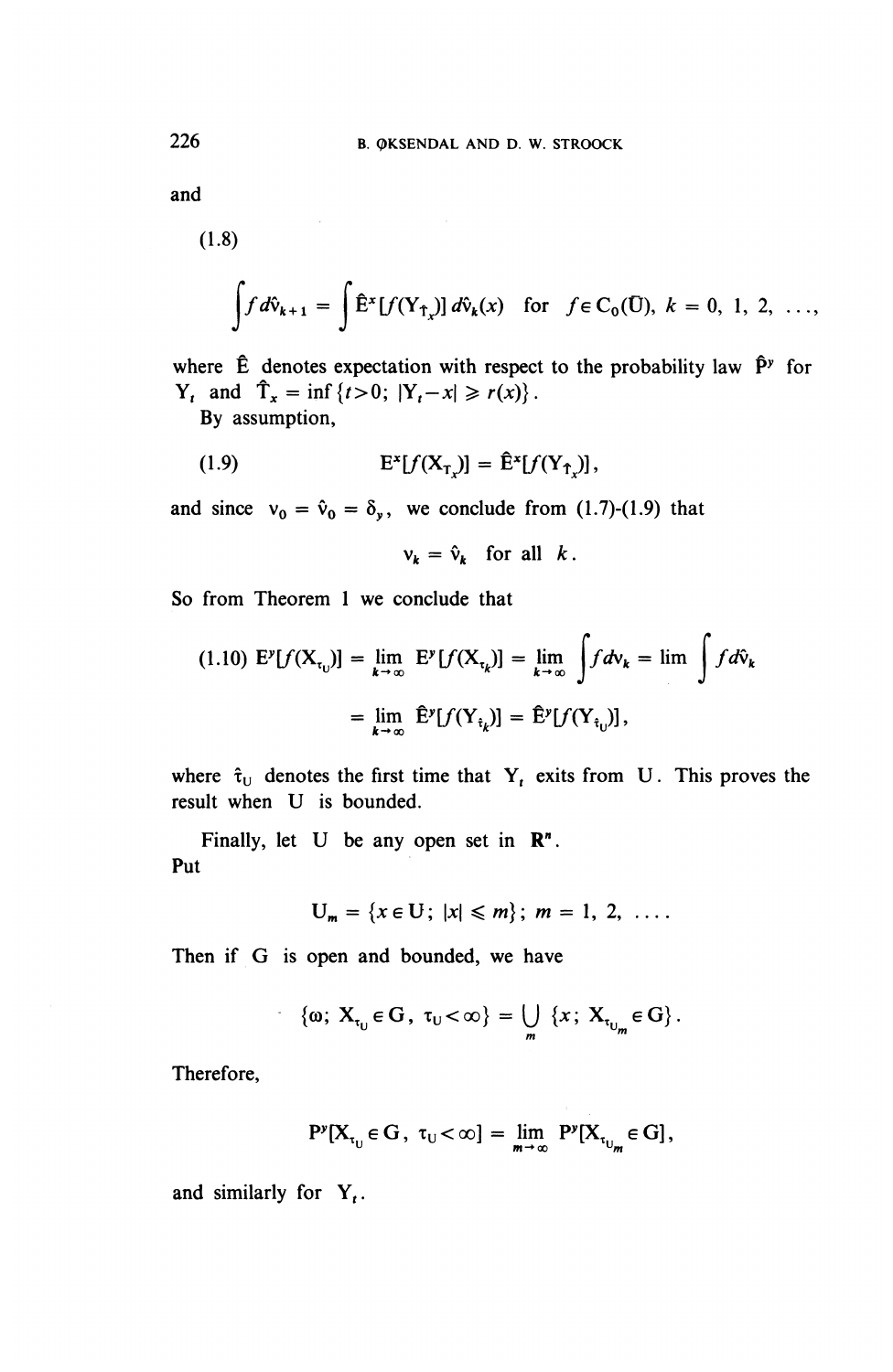and

(1.8)

$$\int f \, d\hat{v}_{k+1} = \int \hat{E}^x[f(Y_{\hat{T}_x})] \, d\hat{v}_k(x) \quad \text{for } f \in C_0(\bar{U}), \; k = 0, 1, 2, \ldots,$$

where $\hat{E}$ denotes expectation with respect to the probability law $\hat{P}^y$ for $Y_t$ and $\hat{T}_x = \inf\{t > 0; \, |Y_t - x| \geqslant r(x)\}$.

By assumption,

$$E^x[f(X_{T_x})] = \hat{E}^x[f(Y_{\hat{T}_x})], \tag{1.9}$$

and since $v_0 = \hat{v}_0 = \delta_y$, we conclude from (1.7)-(1.9) that

$$v_k = \hat{v}_k \quad \text{for all } k.$$

So from Theorem 1 we conclude that

$$\begin{aligned} \text{(1.10)} \quad E^y[f(X_{\tau_U})] &= \lim_{k \to \infty} E^y[f(X_{\tau_k})] = \lim_{k \to \infty} \int f \, dv_k = \lim \int f \, d\hat{v}_k \\ &= \lim_{k \to \infty} \hat{E}^y[f(Y_{\hat{\tau}_k})] = \hat{E}^y[f(Y_{\hat{\tau}_U})], \end{aligned}$$

where $\hat{\tau}_U$ denotes the first time that $Y_t$ exits from $U$. This proves the result when $U$ is bounded.

Finally, let $U$ be any open set in $\mathbf{R}^n$.
Put

$$U_m = \{x \in U; \, |x| \leqslant m\}; \; m = 1, 2, \ldots.$$

Then if $G$ is open and bounded, we have

$$\{\omega; \, X_{\tau_U} \in G, \, \tau_U < \infty\} = \bigcup_m \{x; \, X_{\tau_{U_m}} \in G\}.$$

Therefore,

$$P^y[X_{\tau_U} \in G, \, \tau_U < \infty] = \lim_{m \to \infty} P^y[X_{\tau_{U_m}} \in G],$$

and similarly for $Y_t$.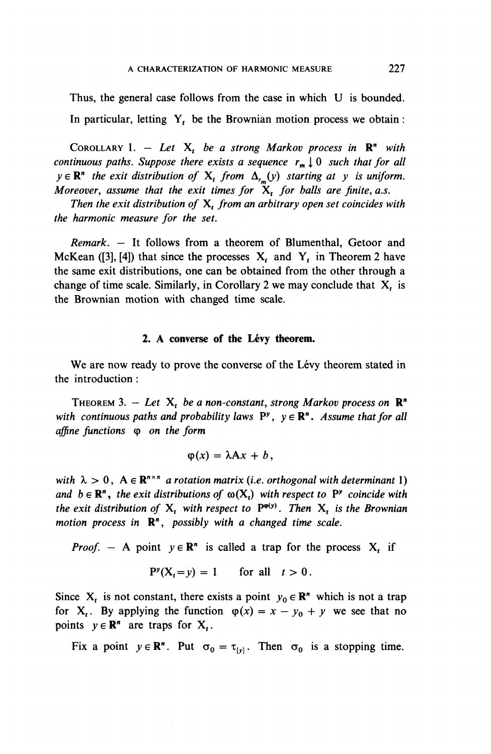Thus, the general case follows from the case in which U is bounded.

In particular, letting $Y_t$ be the Brownian motion process we obtain :

COROLLARY 1. — *Let $X_t$ be a strong Markov process in $\mathbf{R}^n$ with continuous paths. Suppose there exists a sequence $r_m \downarrow 0$ such that for all $y \in \mathbf{R}^n$ the exit distribution of $X_t$ from $\Delta_{r_m}(y)$ starting at $y$ is uniform. Moreover, assume that the exit times for $X_t$ for balls are finite, a.s.*

*Then the exit distribution of $X_t$ from an arbitrary open set coincides with the harmonic measure for the set.*

*Remark.* — It follows from a theorem of Blumenthal, Getoor and McKean ([3], [4]) that since the processes $X_t$ and $Y_t$ in Theorem 2 have the same exit distributions, one can be obtained from the other through a change of time scale. Similarly, in Corollary 2 we may conclude that $X_t$ is the Brownian motion with changed time scale.

## 2. A converse of the Lévy theorem.

We are now ready to prove the converse of the Lévy theorem stated in the introduction :

THEOREM 3. — *Let $X_t$ be a non-constant, strong Markov process on $\mathbf{R}^n$ with continuous paths and probability laws $P^y$, $y \in \mathbf{R}^n$. Assume that for all affine functions $\varphi$ on the form*

$$\varphi(x) = \lambda A x + b,$$

*with $\lambda > 0$, $A \in \mathbf{R}^{n \times n}$ a rotation matrix (i.e. orthogonal with determinant 1) and $b \in \mathbf{R}^n$, the exit distributions of $\omega(X_t)$ with respect to $P^y$ coincide with the exit distribution of $X_t$ with respect to $P^{\varphi(y)}$. Then $X_t$ is the Brownian motion process in $\mathbf{R}^n$, possibly with a changed time scale.*

*Proof.* — A point $y \in \mathbf{R}^n$ is called a trap for the process $X_t$ if

$$P^y(X_t = y) = 1 \qquad \text{for all} \quad t > 0.$$

Since $X_t$ is not constant, there exists a point $y_0 \in \mathbf{R}^n$ which is not a trap for $X_t$. By applying the function $\varphi(x) = x - y_0 + y$ we see that no points $y \in \mathbf{R}^n$ are traps for $X_t$.

Fix a point $y \in \mathbf{R}^n$. Put $\sigma_0 = \tau_{\{y\}}$. Then $\sigma_0$ is a stopping time.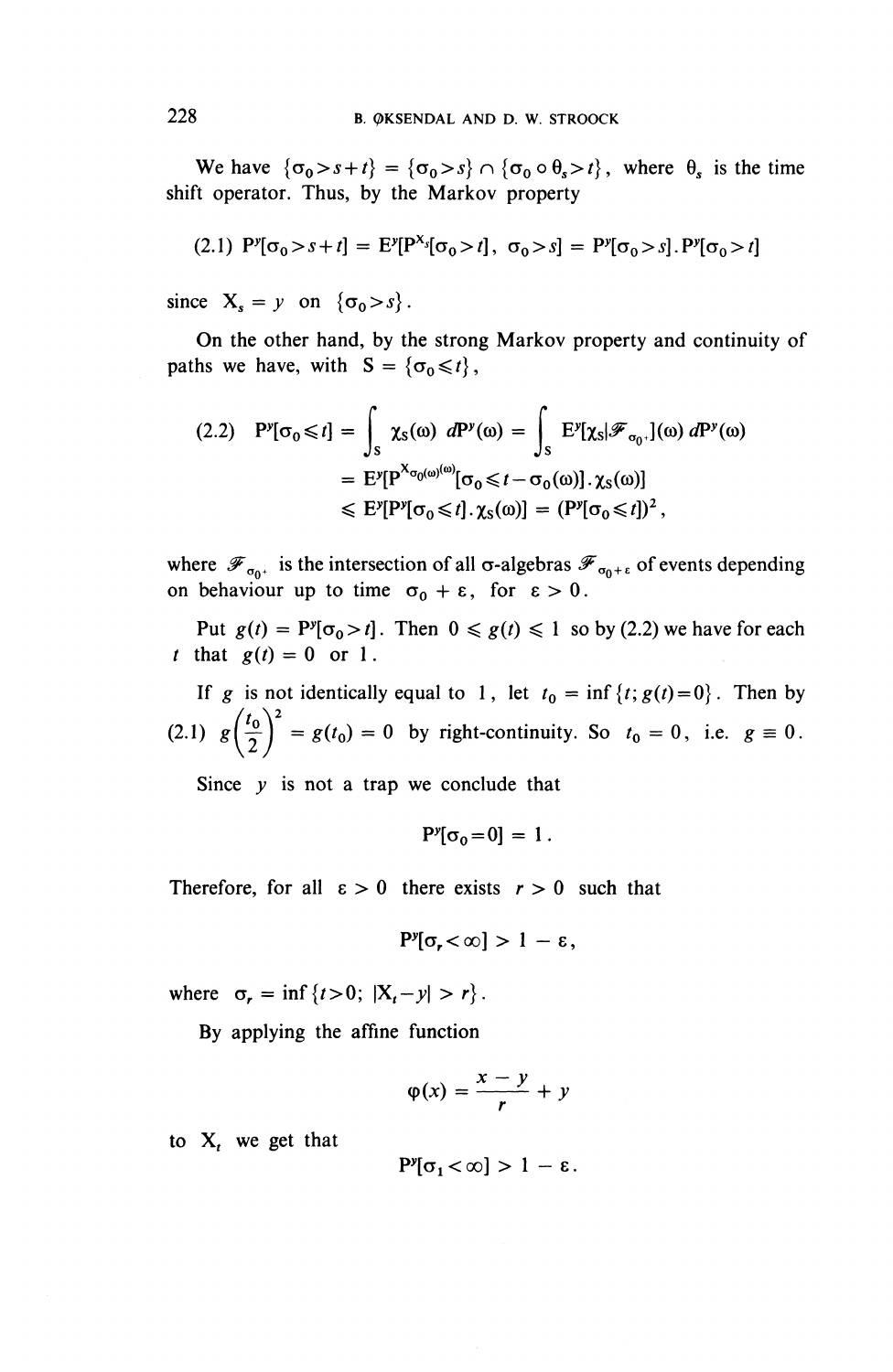We have $\{\sigma_0 > s+t\} = \{\sigma_0 > s\} \cap \{\sigma_0 \circ \theta_s > t\}$, where $\theta_s$ is the time shift operator. Thus, by the Markov property

$$(2.1)\quad P^y[\sigma_0 > s+t] = E^y[P^{X_s}[\sigma_0 > t],\ \sigma_0 > s] = P^y[\sigma_0 > s] . P^y[\sigma_0 > t]$$

since $X_s = y$ on $\{\sigma_0 > s\}$.

On the other hand, by the strong Markov property and continuity of paths we have, with $S = \{\sigma_0 \leqslant t\}$,

$$\begin{aligned}(2.2)\quad P^y[\sigma_0 \leqslant t] &= \int_S \chi_S(\omega)\, dP^y(\omega) = \int_S E^y[\chi_S | \mathscr{F}_{\sigma_0^+}](\omega)\, dP^y(\omega) \\ &= E^y[P^{X_{\sigma_0(\omega)}(\omega)}[\sigma_0 \leqslant t - \sigma_0(\omega)] . \chi_S(\omega)] \\ &\leqslant E^y[P^y[\sigma_0 \leqslant t] . \chi_S(\omega)] = (P^y[\sigma_0 \leqslant t])^2,\end{aligned}$$

where $\mathscr{F}_{\sigma_0^+}$ is the intersection of all $\sigma$-algebras $\mathscr{F}_{\sigma_0+\varepsilon}$ of events depending on behaviour up to time $\sigma_0 + \varepsilon$, for $\varepsilon > 0$.

Put $g(t) = P^y[\sigma_0 > t]$. Then $0 \leqslant g(t) \leqslant 1$ so by (2.2) we have for each $t$ that $g(t) = 0$ or $1$.

If $g$ is not identically equal to $1$, let $t_0 = \inf\{t;\, g(t) = 0\}$. Then by (2.1) $g\left(\frac{t_0}{2}\right)^2 = g(t_0) = 0$ by right-continuity. So $t_0 = 0$, i.e. $g \equiv 0$.

Since $y$ is not a trap we conclude that

$$P^y[\sigma_0 = 0] = 1.$$

Therefore, for all $\varepsilon > 0$ there exists $r > 0$ such that

$$P^y[\sigma_r < \infty] > 1 - \varepsilon,$$

where $\sigma_r = \inf\{t > 0;\ |X_t - y| > r\}$.

By applying the affine function

$$\varphi(x) = \frac{x - y}{r} + y$$

to $X_t$ we get that

$$P^y[\sigma_1 < \infty] > 1 - \varepsilon.$$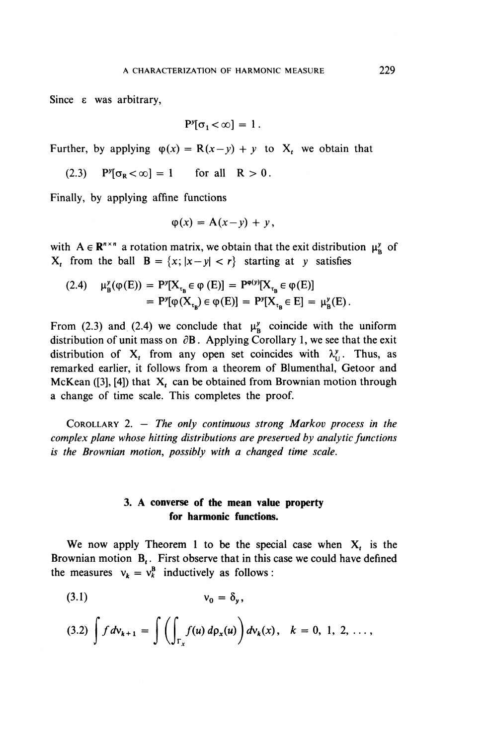Since ε was arbitrary,

$$P^y[\sigma_1 < \infty] = 1 .$$

Further, by applying $\varphi(x) = R(x-y) + y$ to $X_t$ we obtain that

$$\text{(2.3)} \qquad P^y[\sigma_R < \infty] = 1 \qquad \text{for all} \quad R > 0 .$$

Finally, by applying affine functions

$$\varphi(x) = A(x-y) + y ,$$

with $A \in \mathbf{R}^{n \times n}$ a rotation matrix, we obtain that the exit distribution $\mu_B^y$ of $X_t$ from the ball $B = \{x ; |x-y| < r\}$ starting at $y$ satisfies

$$\text{(2.4)} \qquad \begin{aligned} \mu_B^y(\varphi(E)) &= P^y[X_{\tau_B} \in \varphi(E)] = P^{\varphi(y)}[X_{\tau_B} \in \varphi(E)] \\ &= P^y[\varphi(X_{\tau_B}) \in \varphi(E)] = P^y[X_{\tau_B} \in E] = \mu_B^y(E) . \end{aligned}$$

From (2.3) and (2.4) we conclude that $\mu_B^y$ coincide with the uniform distribution of unit mass on $\partial B$. Applying Corollary 1, we see that the exit distribution of $X_t$ from any open set coincides with $\lambda_U^y$. Thus, as remarked earlier, it follows from a theorem of Blumenthal, Getoor and McKean ([3], [4]) that $X_t$ can be obtained from Brownian motion through a change of time scale. This completes the proof.

Corollary 2. — *The only continuous strong Markov process in the complex plane whose hitting distributions are preserved by analytic functions is the Brownian motion, possibly with a changed time scale.*

## 3. A converse of the mean value property for harmonic functions.

We now apply Theorem 1 to be the special case when $X_t$ is the Brownian motion $B_t$. First observe that in this case we could have defined the measures $\nu_k = \nu_k^B$ inductively as follows:

$$\text{(3.1)} \qquad \nu_0 = \delta_y ,$$

$$\text{(3.2)} \qquad \int f \, d\nu_{k+1} = \int \left( \int_{\Gamma_x} f(u) \, d\rho_x(u) \right) d\nu_k(x) , \quad k = 0, 1, 2, \ldots ,$$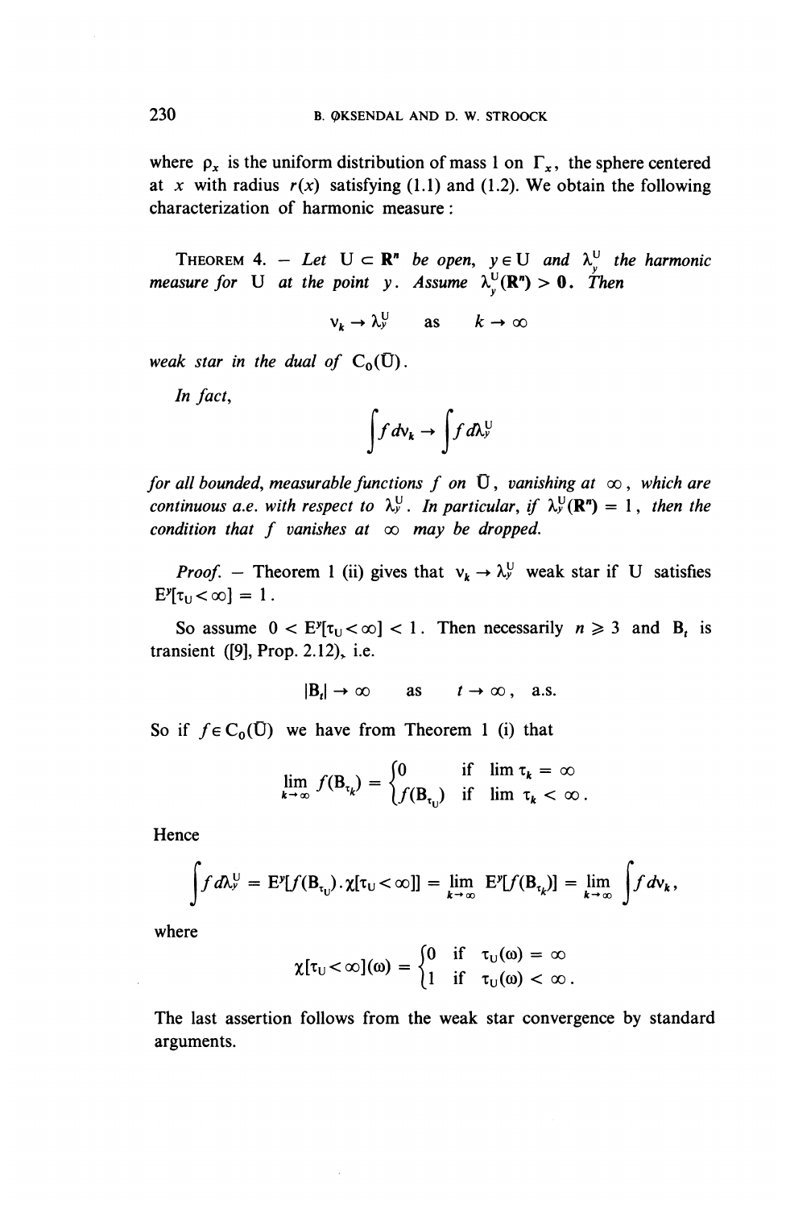where $\rho_x$ is the uniform distribution of mass 1 on $\Gamma_x$, the sphere centered at $x$ with radius $r(x)$ satisfying (1.1) and (1.2). We obtain the following characterization of harmonic measure:

THEOREM 4. — *Let* $U \subset \mathbf{R}^n$ *be open,* $y \in U$ *and* $\lambda_y^U$ *the harmonic measure for* $U$ *at the point* $y$*. Assume* $\lambda_y^U(\mathbf{R}^n) > 0$*. Then*

$$\nu_k \to \lambda_y^U \quad \text{as} \quad k \to \infty$$

*weak star in the dual of* $C_0(\bar{U})$.

*In fact,*

$$\int f \, d\nu_k \to \int f \, d\lambda_y^U$$

*for all bounded, measurable functions* $f$ *on* $\bar{U}$*, vanishing at* $\infty$*, which are continuous a.e. with respect to* $\lambda_y^U$*. In particular, if* $\lambda_y^U(\mathbf{R}^n) = 1$*, then the condition that* $f$ *vanishes at* $\infty$ *may be dropped.*

*Proof.* — Theorem 1 (ii) gives that $\nu_k \to \lambda_y^U$ weak star if $U$ satisfies $E^y[\tau_U < \infty] = 1$.

So assume $0 < E^y[\tau_U < \infty] < 1$. Then necessarily $n \geq 3$ and $B_t$ is transient ([9], Prop. 2.12), i.e.

$$|B_t| \to \infty \quad \text{as} \quad t \to \infty, \quad \text{a.s.}$$

So if $f \in C_0(\bar{U})$ we have from Theorem 1 (i) that

$$\lim_{k \to \infty} f(B_{\tau_k}) = \begin{cases} 0 & \text{if } \lim \tau_k = \infty \\ f(B_{\tau_U}) & \text{if } \lim \tau_k < \infty . \end{cases}$$

Hence

$$\int f \, d\lambda_y^U = E^y[f(B_{\tau_U}) \cdot \chi[\tau_U < \infty]] = \lim_{k \to \infty} E^y[f(B_{\tau_k})] = \lim_{k \to \infty} \int f \, d\nu_k ,$$

where

$$\chi[\tau_U < \infty](\omega) = \begin{cases} 0 & \text{if } \tau_U(\omega) = \infty \\ 1 & \text{if } \tau_U(\omega) < \infty . \end{cases}$$

The last assertion follows from the weak star convergence by standard arguments.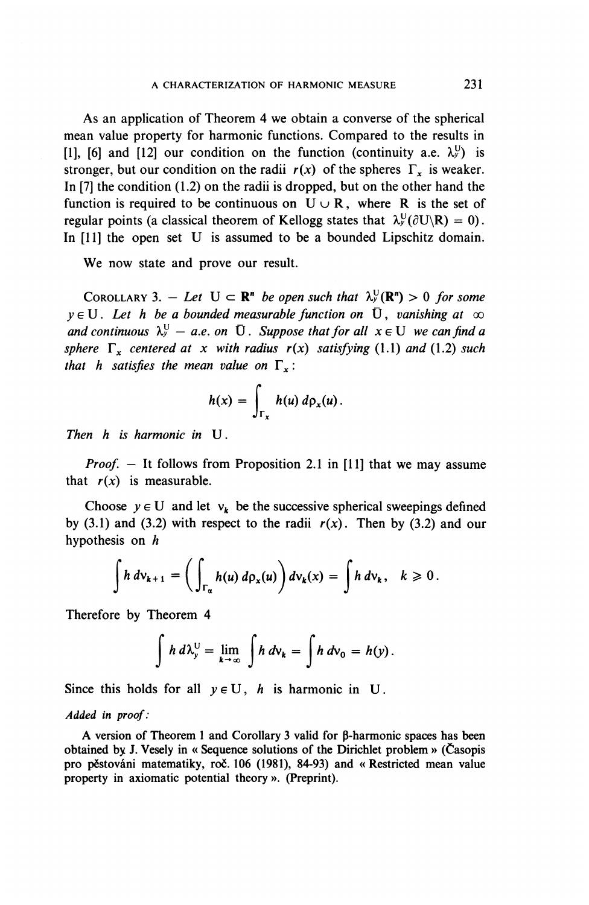As an application of Theorem 4 we obtain a converse of the spherical mean value property for harmonic functions. Compared to the results in [1], [6] and [12] our condition on the function (continuity a.e. $\lambda_y^U$) is stronger, but our condition on the radii $r(x)$ of the spheres $\Gamma_x$ is weaker. In [7] the condition (1.2) on the radii is dropped, but on the other hand the function is required to be continuous on $U \cup R$, where $R$ is the set of regular points (a classical theorem of Kellogg states that $\lambda_y^U(\partial U \backslash R) = 0$). In [11] the open set $U$ is assumed to be a bounded Lipschitz domain.

We now state and prove our result.

Corollary 3. — *Let $U \subset \mathbf{R}^n$ be open such that $\lambda_y^U(\mathbf{R}^n) > 0$ for some $y \in U$. Let $h$ be a bounded measurable function on $\bar{U}$, vanishing at $\infty$ and continuous $\lambda_y^U$ – a.e. on $\bar{U}$. Suppose that for all $x \in U$ we can find a sphere $\Gamma_x$ centered at $x$ with radius $r(x)$ satisfying* (1.1) *and* (1.2) *such that $h$ satisfies the mean value on $\Gamma_x$:*

$$h(x) = \int_{\Gamma_x} h(u)\, d\rho_x(u).$$

*Then $h$ is harmonic in $U$.*

*Proof.* — It follows from Proposition 2.1 in [11] that we may assume that $r(x)$ is measurable.

Choose $y \in U$ and let $\nu_k$ be the successive spherical sweepings defined by (3.1) and (3.2) with respect to the radii $r(x)$. Then by (3.2) and our hypothesis on $h$

$$\int h\, d\nu_{k+1} = \int \left( \int_{\Gamma_\alpha} h(u)\, d\rho_x(u) \right) d\nu_k(x) = \int h\, d\nu_k, \quad k \geqslant 0.$$

Therefore by Theorem 4

$$\int h\, d\lambda_y^U = \lim_{k \to \infty} \int h\, d\nu_k = \int h\, d\nu_0 = h(y).$$

Since this holds for all $y \in U$, $h$ is harmonic in $U$.

*Added in proof:*

A version of Theorem 1 and Corollary 3 valid for $\beta$-harmonic spaces has been obtained by J. Vesely in « Sequence solutions of the Dirichlet problem » (Časopis pro pěstováni matematiky, roč. 106 (1981), 84-93) and « Restricted mean value property in axiomatic potential theory ». (Preprint).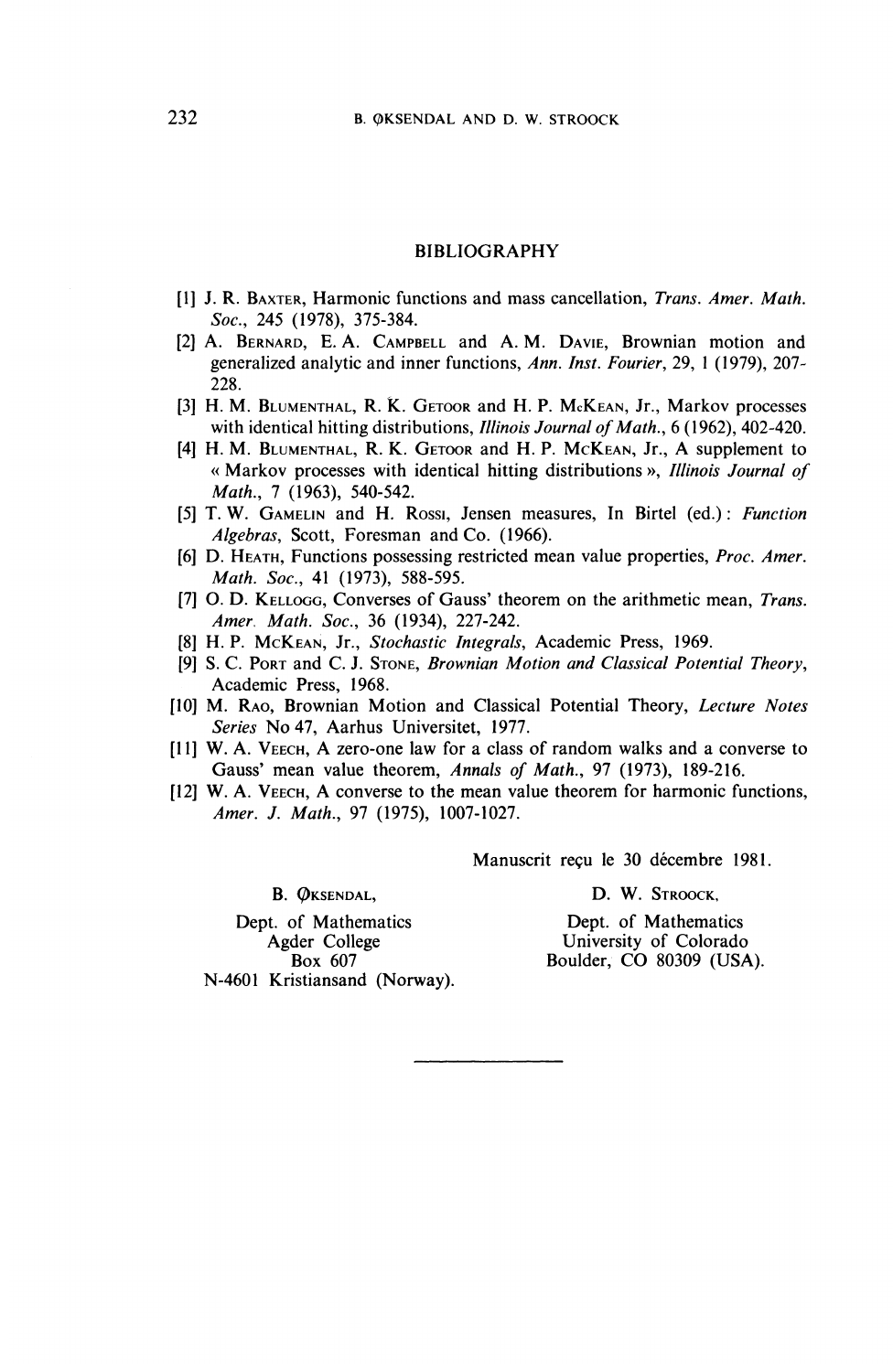## BIBLIOGRAPHY

[1] J. R. Baxter, Harmonic functions and mass cancellation, *Trans. Amer. Math. Soc.*, 245 (1978), 375-384.

[2] A. Bernard, E. A. Campbell and A. M. Davie, Brownian motion and generalized analytic and inner functions, *Ann. Inst. Fourier*, 29, 1 (1979), 207-228.

[3] H. M. Blumenthal, R. K. Getoor and H. P. McKean, Jr., Markov processes with identical hitting distributions, *Illinois Journal of Math.*, 6 (1962), 402-420.

[4] H. M. Blumenthal, R. K. Getoor and H. P. McKean, Jr., A supplement to « Markov processes with identical hitting distributions », *Illinois Journal of Math.*, 7 (1963), 540-542.

[5] T. W. Gamelin and H. Rossi, Jensen measures, In Birtel (ed.) : *Function Algebras*, Scott, Foresman and Co. (1966).

[6] D. Heath, Functions possessing restricted mean value properties, *Proc. Amer. Math. Soc.*, 41 (1973), 588-595.

[7] O. D. Kellogg, Converses of Gauss' theorem on the arithmetic mean, *Trans. Amer. Math. Soc.*, 36 (1934), 227-242.

[8] H. P. McKean, Jr., *Stochastic Integrals*, Academic Press, 1969.

[9] S. C. Port and C. J. Stone, *Brownian Motion and Classical Potential Theory*, Academic Press, 1968.

[10] M. Rao, Brownian Motion and Classical Potential Theory, *Lecture Notes Series* No 47, Aarhus Universitet, 1977.

[11] W. A. Veech, A zero-one law for a class of random walks and a converse to Gauss' mean value theorem, *Annals of Math.*, 97 (1973), 189-216.

[12] W. A. Veech, A converse to the mean value theorem for harmonic functions, *Amer. J. Math.*, 97 (1975), 1007-1027.

Manuscrit reçu le 30 décembre 1981.

B. Øksendal,
Dept. of Mathematics
Agder College
Box 607
N-4601 Kristiansand (Norway).

D. W. Stroock,
Dept. of Mathematics
University of Colorado
Boulder, CO 80309 (USA).